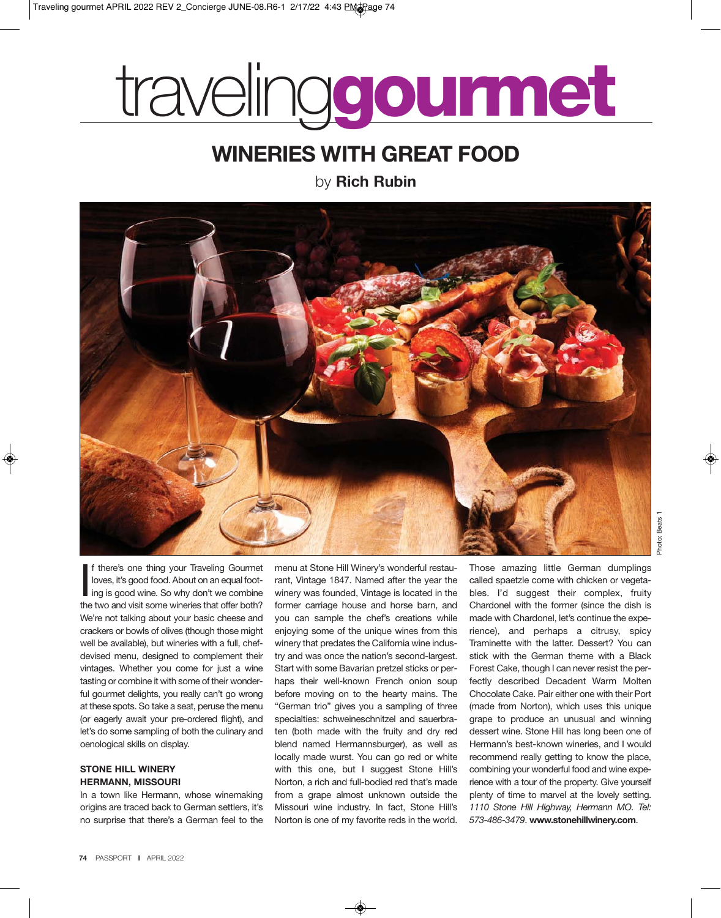# travelinggourmet

## WINERIES WITH GREAT FOOD

by **Rich Rubin**

Photo: Beats 1

If there's one thing your Traveling Gourmet loves, it's good food. About on an equal footing is good wine. So why don't we combine the two and visit some wineries that offer both? We're not talking about your basic cheese and crackers or bowls of olives (though those might well be available), but wineries with a full, chef-devised menu, designed to complement their vintages. Whether you come for just a wine tasting or combine it with some of their wonderful gourmet delights, you really can't go wrong at these spots. So take a seat, peruse the menu (or eagerly await your pre-ordered flight), and let's do some sampling of both the culinary and oenological skills on display.

### STONE HILL WINERY
### HERMANN, MISSOURI

In a town like Hermann, whose winemaking origins are traced back to German settlers, it's no surprise that there's a German feel to the menu at Stone Hill Winery's wonderful restaurant, Vintage 1847. Named after the year the winery was founded, Vintage is located in the former carriage house and horse barn, and you can sample the chef's creations while enjoying some of the unique wines from this winery that predates the California wine industry and was once the nation's second-largest. Start with some Bavarian pretzel sticks or perhaps their well-known French onion soup before moving on to the hearty mains. The "German trio" gives you a sampling of three specialties: schweineschnitzel and sauerbraten (both made with the fruity and dry red blend named Hermannsburger), as well as locally made wurst. You can go red or white with this one, but I suggest Stone Hill's Norton, a rich and full-bodied red that's made from a grape almost unknown outside the Missouri wine industry. In fact, Stone Hill's Norton is one of my favorite reds in the world. Those amazing little German dumplings called spaetzle come with chicken or vegetables. I'd suggest their complex, fruity Chardonel with the former (since the dish is made with Chardonel, let's continue the experience), and perhaps a citrusy, spicy Traminette with the latter. Dessert? You can stick with the German theme with a Black Forest Cake, though I can never resist the perfectly described Decadent Warm Molten Chocolate Cake. Pair either one with their Port (made from Norton), which uses this unique grape to produce an unusual and winning dessert wine. Stone Hill has long been one of Hermann's best-known wineries, and I would recommend really getting to know the place, combining your wonderful food and wine experience with a tour of the property. Give yourself plenty of time to marvel at the lovely setting. *1110 Stone Hill Highway, Hermann MO. Tel: 573-486-3479*. **www.stonehillwinery.com**.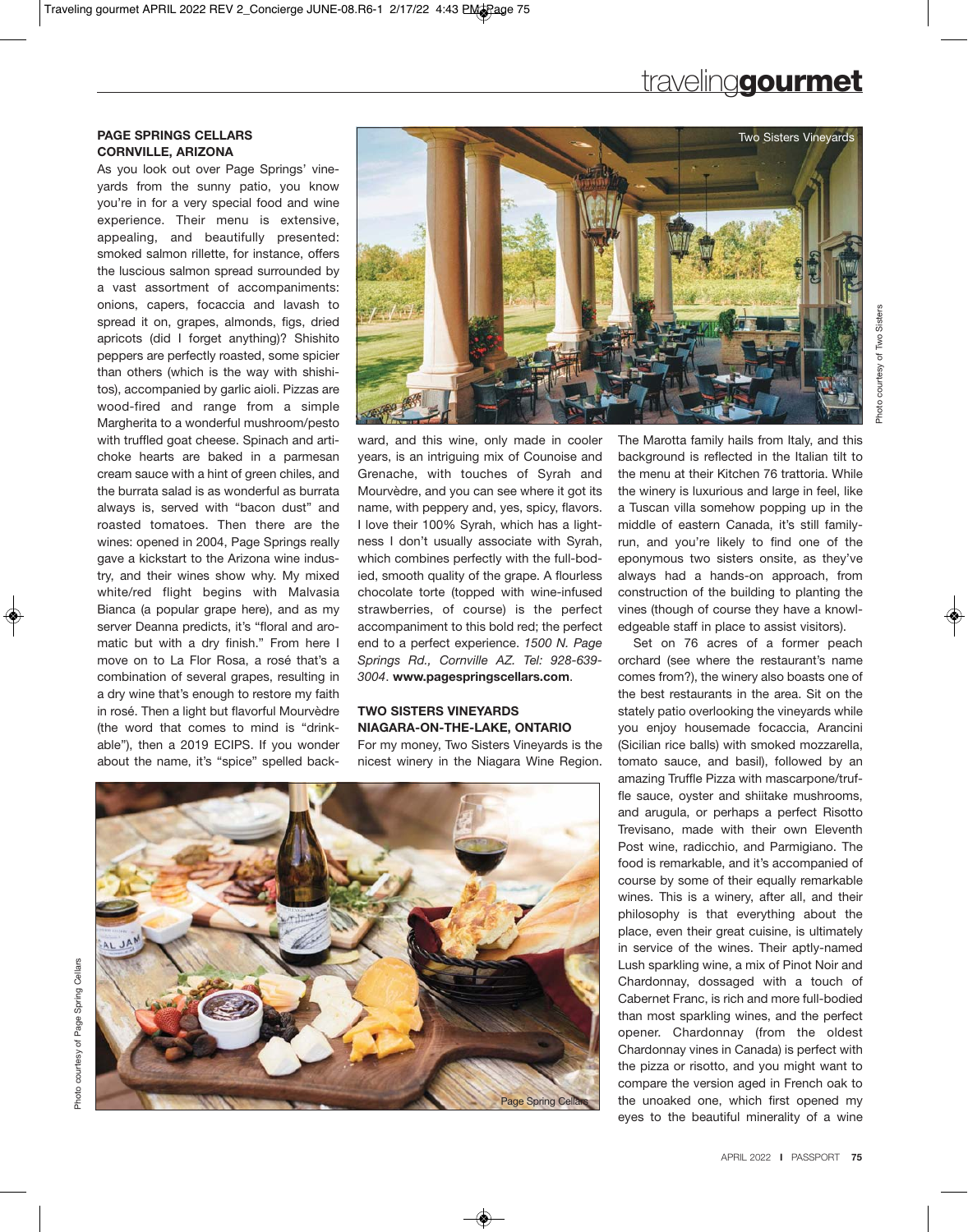## PAGE SPRINGS CELLARS
## CORNVILLE, ARIZONA

As you look out over Page Springs' vineyards from the sunny patio, you know you're in for a very special food and wine experience. Their menu is extensive, appealing, and beautifully presented: smoked salmon rillette, for instance, offers the luscious salmon spread surrounded by a vast assortment of accompaniments: onions, capers, focaccia and lavash to spread it on, grapes, almonds, figs, dried apricots (did I forget anything)? Shishito peppers are perfectly roasted, some spicier than others (which is the way with shishitos), accompanied by garlic aioli. Pizzas are wood-fired and range from a simple Margherita to a wonderful mushroom/pesto with truffled goat cheese. Spinach and artichoke hearts are baked in a parmesan cream sauce with a hint of green chiles, and the burrata salad is as wonderful as burrata always is, served with "bacon dust" and roasted tomatoes. Then there are the wines: opened in 2004, Page Springs really gave a kickstart to the Arizona wine industry, and their wines show why. My mixed white/red flight begins with Malvasia Bianca (a popular grape here), and as my server Deanna predicts, it's "floral and aromatic but with a dry finish." From here I move on to La Flor Rosa, a rosé that's a combination of several grapes, resulting in a dry wine that's enough to restore my faith in rosé. Then a light but flavorful Mourvèdre (the word that comes to mind is "drinkable"), then a 2019 ECIPS. If you wonder about the name, it's "spice" spelled backward, and this wine, only made in cooler years, is an intriguing mix of Counoise and Grenache, with touches of Syrah and Mourvèdre, and you can see where it got its name, with peppery and, yes, spicy, flavors. I love their 100% Syrah, which has a lightness I don't usually associate with Syrah, which combines perfectly with the full-bodied, smooth quality of the grape. A flourless chocolate torte (topped with wine-infused strawberries, of course) is the perfect accompaniment to this bold red; the perfect end to a perfect experience. *1500 N. Page Springs Rd., Cornville AZ. Tel: 928-639-3004*. **www.pagespringscellars.com**.

Two Sisters Vineyards

Photo courtesy of Two Sisters

## TWO SISTERS VINEYARDS
## NIAGARA-ON-THE-LAKE, ONTARIO

For my money, Two Sisters Vineyards is the nicest winery in the Niagara Wine Region. The Marotta family hails from Italy, and this background is reflected in the Italian tilt to the menu at their Kitchen 76 trattoria. While the winery is luxurious and large in feel, like a Tuscan villa somehow popping up in the middle of eastern Canada, it's still family-run, and you're likely to find one of the eponymous two sisters onsite, as they've always had a hands-on approach, from construction of the building to planting the vines (though of course they have a knowledgeable staff in place to assist visitors).

Set on 76 acres of a former peach orchard (see where the restaurant's name comes from?), the winery also boasts one of the best restaurants in the area. Sit on the stately patio overlooking the vineyards while you enjoy housemade focaccia, Arancini (Sicilian rice balls) with smoked mozzarella, tomato sauce, and basil), followed by an amazing Truffle Pizza with mascarpone/truffle sauce, oyster and shiitake mushrooms, and arugula, or perhaps a perfect Risotto Trevisano, made with their own Eleventh Post wine, radicchio, and Parmigiano. The food is remarkable, and it's accompanied of course by some of their equally remarkable wines. This is a winery, after all, and their philosophy is that everything about the place, even their great cuisine, is ultimately in service of the wines. Their aptly-named Lush sparkling wine, a mix of Pinot Noir and Chardonnay, dossaged with a touch of Cabernet Franc, is rich and more full-bodied than most sparkling wines, and the perfect opener. Chardonnay (from the oldest Chardonnay vines in Canada) is perfect with the pizza or risotto, and you might want to compare the version aged in French oak to the unoaked one, which first opened my eyes to the beautiful minerality of a wine

Page Spring Cellars

Photo courtesy of Page Spring Cellars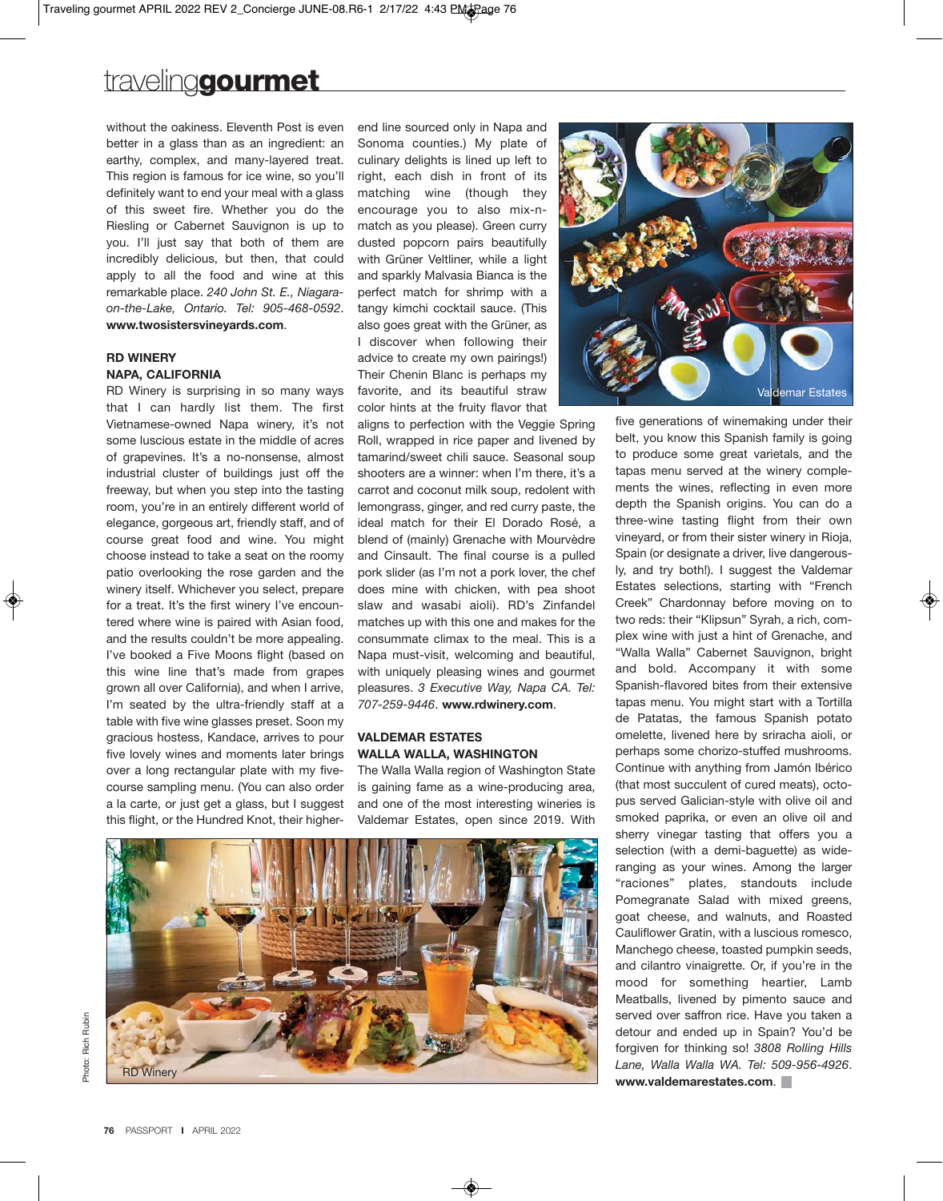without the oakiness. Eleventh Post is even better in a glass than as an ingredient: an earthy, complex, and many-layered treat. This region is famous for ice wine, so you'll definitely want to end your meal with a glass of this sweet fire. Whether you do the Riesling or Cabernet Sauvignon is up to you. I'll just say that both of them are incredibly delicious, but then, that could apply to all the food and wine at this remarkable place. *240 John St. E., Niagara-on-the-Lake, Ontario. Tel: 905-468-0592*. **www.twosistersvineyards.com**.

**RD WINERY**
**NAPA, CALIFORNIA**

RD Winery is surprising in so many ways that I can hardly list them. The first Vietnamese-owned Napa winery, it's not some luscious estate in the middle of acres of grapevines. It's a no-nonsense, almost industrial cluster of buildings just off the freeway, but when you step into the tasting room, you're in an entirely different world of elegance, gorgeous art, friendly staff, and of course great food and wine. You might choose instead to take a seat on the roomy patio overlooking the rose garden and the winery itself. Whichever you select, prepare for a treat. It's the first winery I've encountered where wine is paired with Asian food, and the results couldn't be more appealing. I've booked a Five Moons flight (based on this wine line that's made from grapes grown all over California), and when I arrive, I'm seated by the ultra-friendly staff at a table with five wine glasses preset. Soon my gracious hostess, Kandace, arrives to pour five lovely wines and moments later brings over a long rectangular plate with my five-course sampling menu. (You can also order a la carte, or just get a glass, but I suggest this flight, or the Hundred Knot, their higher-end line sourced only in Napa and Sonoma counties.) My plate of culinary delights is lined up left to right, each dish in front of its matching wine (though they encourage you to also mix-n-match as you please). Green curry dusted popcorn pairs beautifully with Grüner Veltliner, while a light and sparkly Malvasia Bianca is the perfect match for shrimp with a tangy kimchi cocktail sauce. (This also goes great with the Grüner, as I discover when following their advice to create my own pairings!) Their Chenin Blanc is perhaps my favorite, and its beautiful straw color hints at the fruity flavor that aligns to perfection with the Veggie Spring Roll, wrapped in rice paper and livened by tamarind/sweet chili sauce. Seasonal soup shooters are a winner: when I'm there, it's a carrot and coconut milk soup, redolent with lemongrass, ginger, and red curry paste, the ideal match for their El Dorado Rosé, a blend of (mainly) Grenache with Mourvèdre and Cinsault. The final course is a pulled pork slider (as I'm not a pork lover, the chef does mine with chicken, with pea shoot slaw and wasabi aioli). RD's Zinfandel matches up with this one and makes for the consummate climax to the meal. This is a Napa must-visit, welcoming and beautiful, with uniquely pleasing wines and gourmet pleasures. *3 Executive Way, Napa CA. Tel: 707-259-9446*. **www.rdwinery.com**.

RD Winery

Photo: Rich Rubin

**VALDEMAR ESTATES**
**WALLA WALLA, WASHINGTON**

The Walla Walla region of Washington State is gaining fame as a wine-producing area, and one of the most interesting wineries is Valdemar Estates, open since 2019. With five generations of winemaking under their belt, you know this Spanish family is going to produce some great varietals, and the tapas menu served at the winery complements the wines, reflecting in even more depth the Spanish origins. You can do a three-wine tasting flight from their own vineyard, or from their sister winery in Rioja, Spain (or designate a driver, live dangerously, and try both!). I suggest the Valdemar Estates selections, starting with "French Creek" Chardonnay before moving on to two reds: their "Klipsun" Syrah, a rich, complex wine with just a hint of Grenache, and "Walla Walla" Cabernet Sauvignon, bright and bold. Accompany it with some Spanish-flavored bites from their extensive tapas menu. You might start with a Tortilla de Patatas, the famous Spanish potato omelette, livened here by sriracha aioli, or perhaps some chorizo-stuffed mushrooms. Continue with anything from Jamón Ibérico (that most succulent of cured meats), octopus served Galician-style with olive oil and smoked paprika, or even an olive oil and sherry vinegar tasting that offers you a selection (with a demi-baguette) as wide-ranging as your wines. Among the larger "raciones" plates, standouts include Pomegranate Salad with mixed greens, goat cheese, and walnuts, and Roasted Cauliflower Gratin, with a luscious romesco, Manchego cheese, toasted pumpkin seeds, and cilantro vinaigrette. Or, if you're in the mood for something heartier, Lamb Meatballs, livened by pimento sauce and served over saffron rice. Have you taken a detour and ended up in Spain? You'd be forgiven for thinking so! *3808 Rolling Hills Lane, Walla Walla WA. Tel: 509-956-4926*. **www.valdemarestates.com**.

Valdemar Estates